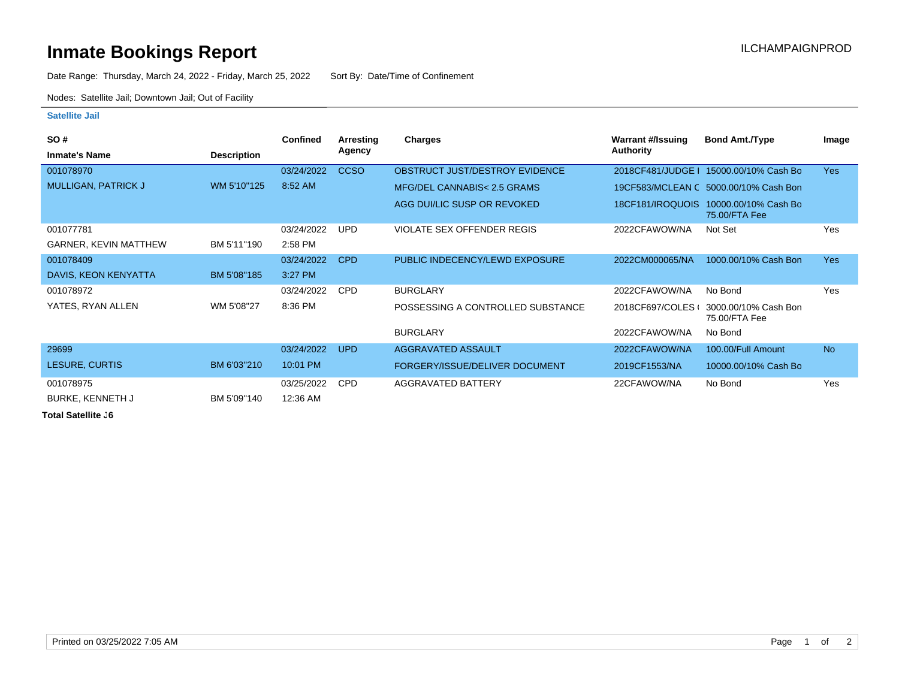# Inmate Bookings Report

ILCHAMPAIGNPROD

Date Range: Thursday, March 24, 2022 - Friday, March 25, 2022    Sort By: Date/Time of Confinement

Nodes: Satellite Jail; Downtown Jail; Out of Facility

## Satellite Jail

| SO # / Inmate's Name | Description | Confined | Arresting Agency | Charges | Warrant #/Issuing Authority | Bond Amt./Type | Image |
|---|---|---|---|---|---|---|---|
| 001078970 | | 03/24/2022 | CCSO | OBSTRUCT JUST/DESTROY EVIDENCE | 2018CF481/JUDGE I | 15000.00/10% Cash Bo | Yes |
| MULLIGAN, PATRICK J | WM 5'10"125 | 8:52 AM | | MFG/DEL CANNABIS< 2.5 GRAMS | 19CF583/MCLEAN C | 5000.00/10% Cash Bon | |
| | | | | AGG DUI/LIC SUSP OR REVOKED | 18CF181/IROQUOIS | 10000.00/10% Cash Bo 75.00/FTA Fee | |
| 001077781 | | 03/24/2022 | UPD | VIOLATE SEX OFFENDER REGIS | 2022CFAWOW/NA | Not Set | Yes |
| GARNER, KEVIN MATTHEW | BM 5'11"190 | 2:58 PM | | | | | |
| 001078409 | | 03/24/2022 | CPD | PUBLIC INDECENCY/LEWD EXPOSURE | 2022CM000065/NA | 1000.00/10% Cash Bon | Yes |
| DAVIS, KEON KENYATTA | BM 5'08"185 | 3:27 PM | | | | | |
| 001078972 | | 03/24/2022 | CPD | BURGLARY | 2022CFAWOW/NA | No Bond | Yes |
| YATES, RYAN ALLEN | WM 5'08"27 | 8:36 PM | | POSSESSING A CONTROLLED SUBSTANCE | 2018CF697/COLES ( | 3000.00/10% Cash Bon 75.00/FTA Fee | |
| | | | | BURGLARY | 2022CFAWOW/NA | No Bond | |
| 29699 | | 03/24/2022 | UPD | AGGRAVATED ASSAULT | 2022CFAWOW/NA | 100.00/Full Amount | No |
| LESURE, CURTIS | BM 6'03"210 | 10:01 PM | | FORGERY/ISSUE/DELIVER DOCUMENT | 2019CF1553/NA | 10000.00/10% Cash Bo | |
| 001078975 | | 03/25/2022 | CPD | AGGRAVATED BATTERY | 22CFAWOW/NA | No Bond | Yes |
| BURKE, KENNETH J | BM 5'09"140 | 12:36 AM | | | | | |

**Total Satellite :6**

Printed on 03/25/2022 7:05 AM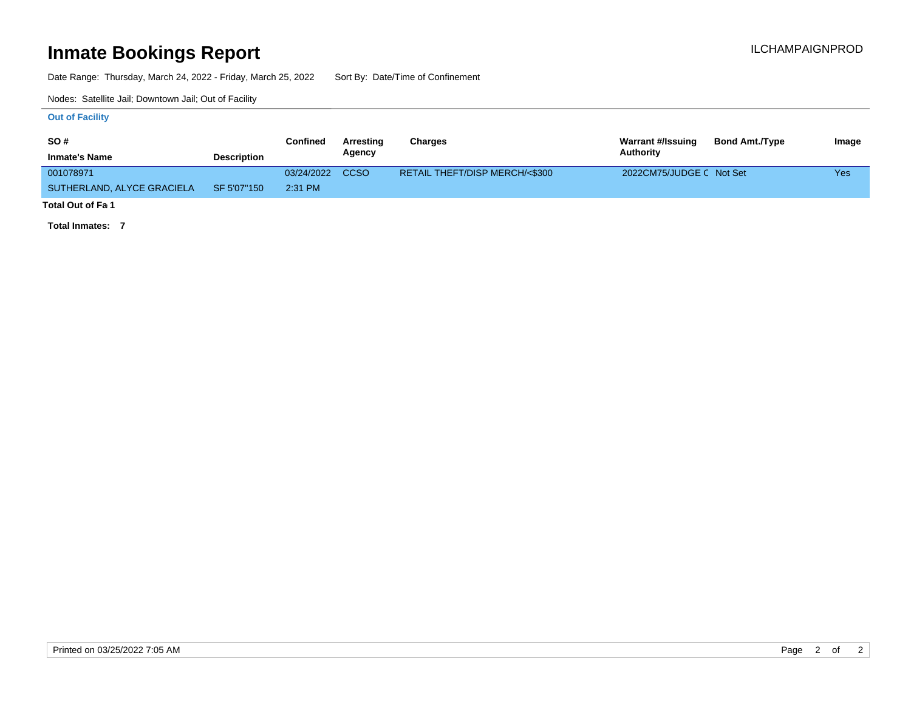# Inmate Bookings Report

ILCHAMPAIGNPROD

Date Range: Thursday, March 24, 2022 - Friday, March 25, 2022 Sort By: Date/Time of Confinement

Nodes: Satellite Jail; Downtown Jail; Out of Facility

**Out of Facility**

| SO # / Inmate's Name | Description | Confined | Arresting Agency | Charges | Warrant #/Issuing Authority | Bond Amt./Type | Image |
|---|---|---|---|---|---|---|---|
| 001078971 SUTHERLAND, ALYCE GRACIELA | SF 5'07"150 | 03/24/2022 2:31 PM | CCSO | RETAIL THEFT/DISP MERCH/<$300 | 2022CM75/JUDGE C | Not Set | Yes |

**Total Out of Fa 1**

**Total Inmates: 7**

Printed on 03/25/2022 7:05 AM